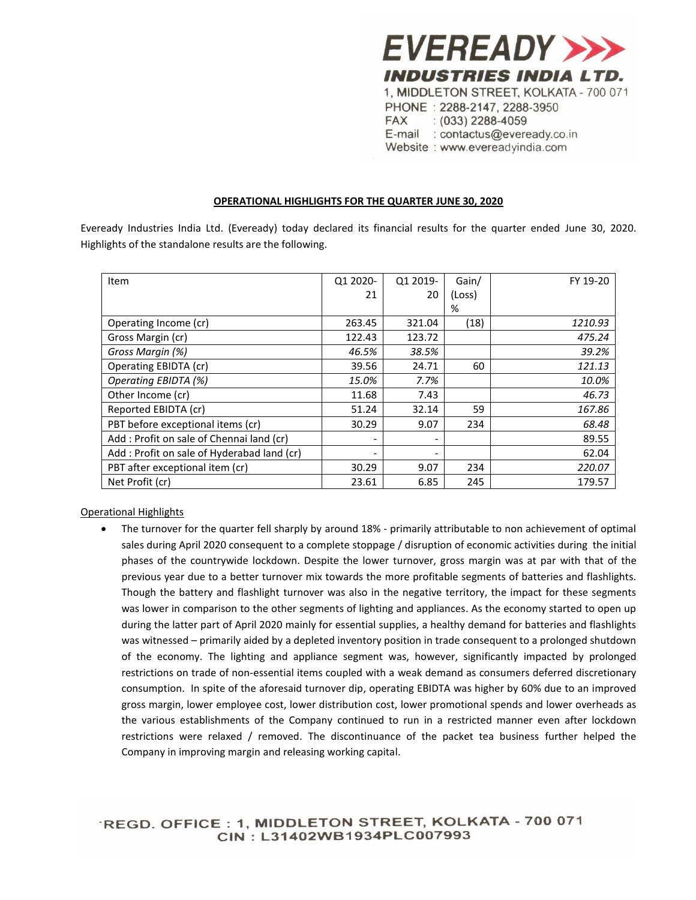**EVEREADY INDUSTRIES INDIA LTD.**
1, MIDDLETON STREET, KOLKATA - 700 071
PHONE : 2288-2147, 2288-3950
FAX : (033) 2288-4059
E-mail : contactus@eveready.co.in
Website : www.evereadyindia.com

## OPERATIONAL HIGHLIGHTS FOR THE QUARTER JUNE 30, 2020

Eveready Industries India Ltd. (Eveready) today declared its financial results for the quarter ended June 30, 2020. Highlights of the standalone results are the following.

| Item | Q1 2020-21 | Q1 2019-20 | Gain/ (Loss) % | FY 19-20 |
|---|---|---|---|---|
| Operating Income (cr) | 263.45 | 321.04 | (18) | *1210.93* |
| Gross Margin (cr) | 122.43 | 123.72 | | *475.24* |
| *Gross Margin (%)* | *46.5%* | *38.5%* | | *39.2%* |
| Operating EBIDTA (cr) | 39.56 | 24.71 | 60 | *121.13* |
| *Operating EBIDTA (%)* | *15.0%* | *7.7%* | | *10.0%* |
| Other Income (cr) | 11.68 | 7.43 | | *46.73* |
| Reported EBIDTA (cr) | 51.24 | 32.14 | 59 | *167.86* |
| PBT before exceptional items (cr) | 30.29 | 9.07 | 234 | *68.48* |
| Add : Profit on sale of Chennai land (cr) | - | - | | 89.55 |
| Add : Profit on sale of Hyderabad land (cr) | - | - | | 62.04 |
| PBT after exceptional item (cr) | 30.29 | 9.07 | 234 | *220.07* |
| Net Profit (cr) | 23.61 | 6.85 | 245 | 179.57 |

Operational Highlights

- The turnover for the quarter fell sharply by around 18% - primarily attributable to non achievement of optimal sales during April 2020 consequent to a complete stoppage / disruption of economic activities during the initial phases of the countrywide lockdown. Despite the lower turnover, gross margin was at par with that of the previous year due to a better turnover mix towards the more profitable segments of batteries and flashlights. Though the battery and flashlight turnover was also in the negative territory, the impact for these segments was lower in comparison to the other segments of lighting and appliances. As the economy started to open up during the latter part of April 2020 mainly for essential supplies, a healthy demand for batteries and flashlights was witnessed – primarily aided by a depleted inventory position in trade consequent to a prolonged shutdown of the economy. The lighting and appliance segment was, however, significantly impacted by prolonged restrictions on trade of non-essential items coupled with a weak demand as consumers deferred discretionary consumption. In spite of the aforesaid turnover dip, operating EBIDTA was higher by 60% due to an improved gross margin, lower employee cost, lower distribution cost, lower promotional spends and lower overheads as the various establishments of the Company continued to run in a restricted manner even after lockdown restrictions were relaxed / removed. The discontinuance of the packet tea business further helped the Company in improving margin and releasing working capital.

REGD. OFFICE : 1, MIDDLETON STREET, KOLKATA - 700 071
CIN : L31402WB1934PLC007993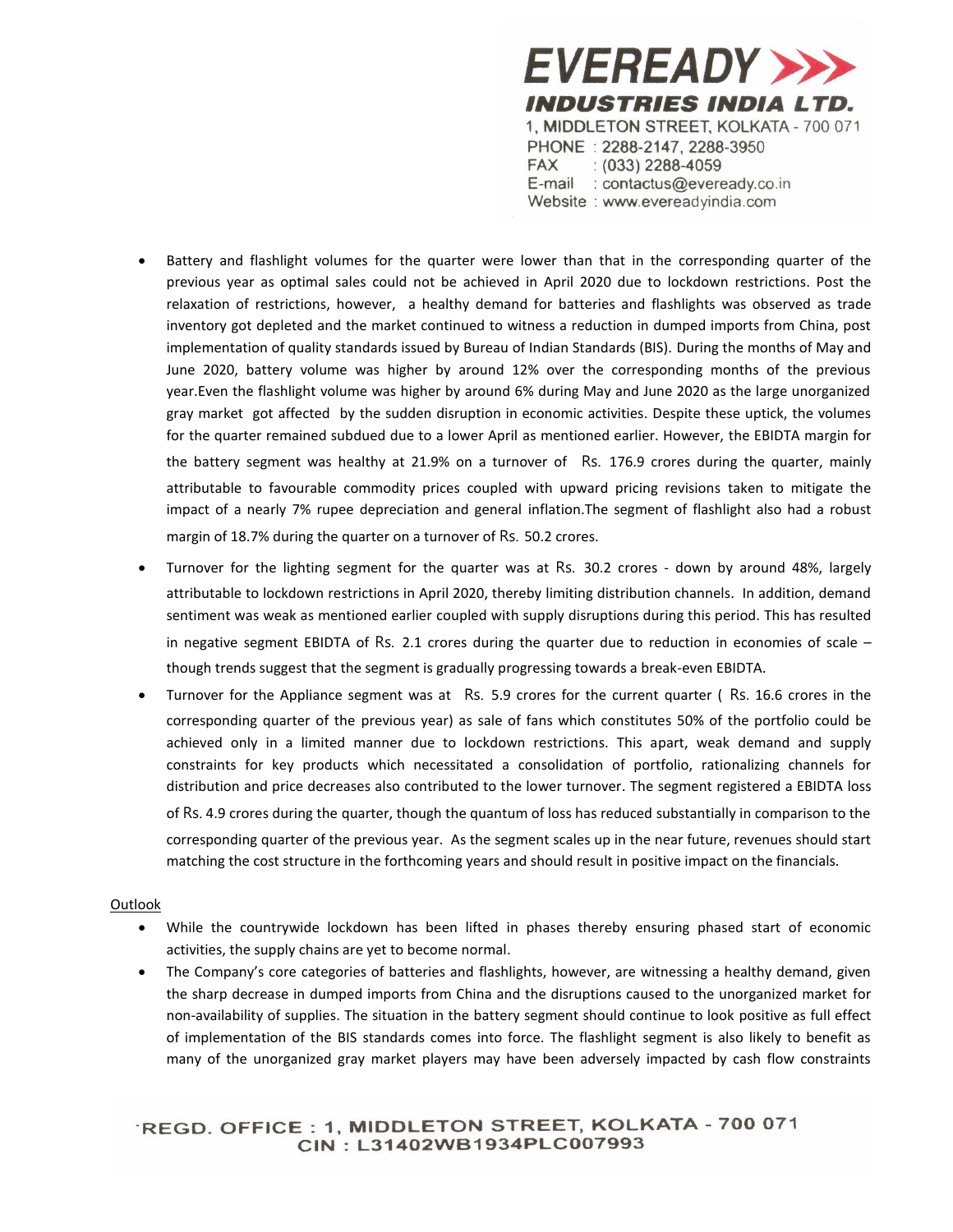- Battery and flashlight volumes for the quarter were lower than that in the corresponding quarter of the previous year as optimal sales could not be achieved in April 2020 due to lockdown restrictions. Post the relaxation of restrictions, however, a healthy demand for batteries and flashlights was observed as trade inventory got depleted and the market continued to witness a reduction in dumped imports from China, post implementation of quality standards issued by Bureau of Indian Standards (BIS). During the months of May and June 2020, battery volume was higher by around 12% over the corresponding months of the previous year.Even the flashlight volume was higher by around 6% during May and June 2020 as the large unorganized gray market got affected by the sudden disruption in economic activities. Despite these uptick, the volumes for the quarter remained subdued due to a lower April as mentioned earlier. However, the EBIDTA margin for the battery segment was healthy at 21.9% on a turnover of Rs. 176.9 crores during the quarter, mainly attributable to favourable commodity prices coupled with upward pricing revisions taken to mitigate the impact of a nearly 7% rupee depreciation and general inflation.The segment of flashlight also had a robust margin of 18.7% during the quarter on a turnover of Rs. 50.2 crores.
- Turnover for the lighting segment for the quarter was at Rs. 30.2 crores - down by around 48%, largely attributable to lockdown restrictions in April 2020, thereby limiting distribution channels. In addition, demand sentiment was weak as mentioned earlier coupled with supply disruptions during this period. This has resulted in negative segment EBIDTA of Rs. 2.1 crores during the quarter due to reduction in economies of scale – though trends suggest that the segment is gradually progressing towards a break-even EBIDTA.
- Turnover for the Appliance segment was at Rs. 5.9 crores for the current quarter ( Rs. 16.6 crores in the corresponding quarter of the previous year) as sale of fans which constitutes 50% of the portfolio could be achieved only in a limited manner due to lockdown restrictions. This apart, weak demand and supply constraints for key products which necessitated a consolidation of portfolio, rationalizing channels for distribution and price decreases also contributed to the lower turnover. The segment registered a EBIDTA loss of Rs. 4.9 crores during the quarter, though the quantum of loss has reduced substantially in comparison to the corresponding quarter of the previous year. As the segment scales up in the near future, revenues should start matching the cost structure in the forthcoming years and should result in positive impact on the financials.

Outlook

- While the countrywide lockdown has been lifted in phases thereby ensuring phased start of economic activities, the supply chains are yet to become normal.
- The Company's core categories of batteries and flashlights, however, are witnessing a healthy demand, given the sharp decrease in dumped imports from China and the disruptions caused to the unorganized market for non-availability of supplies. The situation in the battery segment should continue to look positive as full effect of implementation of the BIS standards comes into force. The flashlight segment is also likely to benefit as many of the unorganized gray market players may have been adversely impacted by cash flow constraints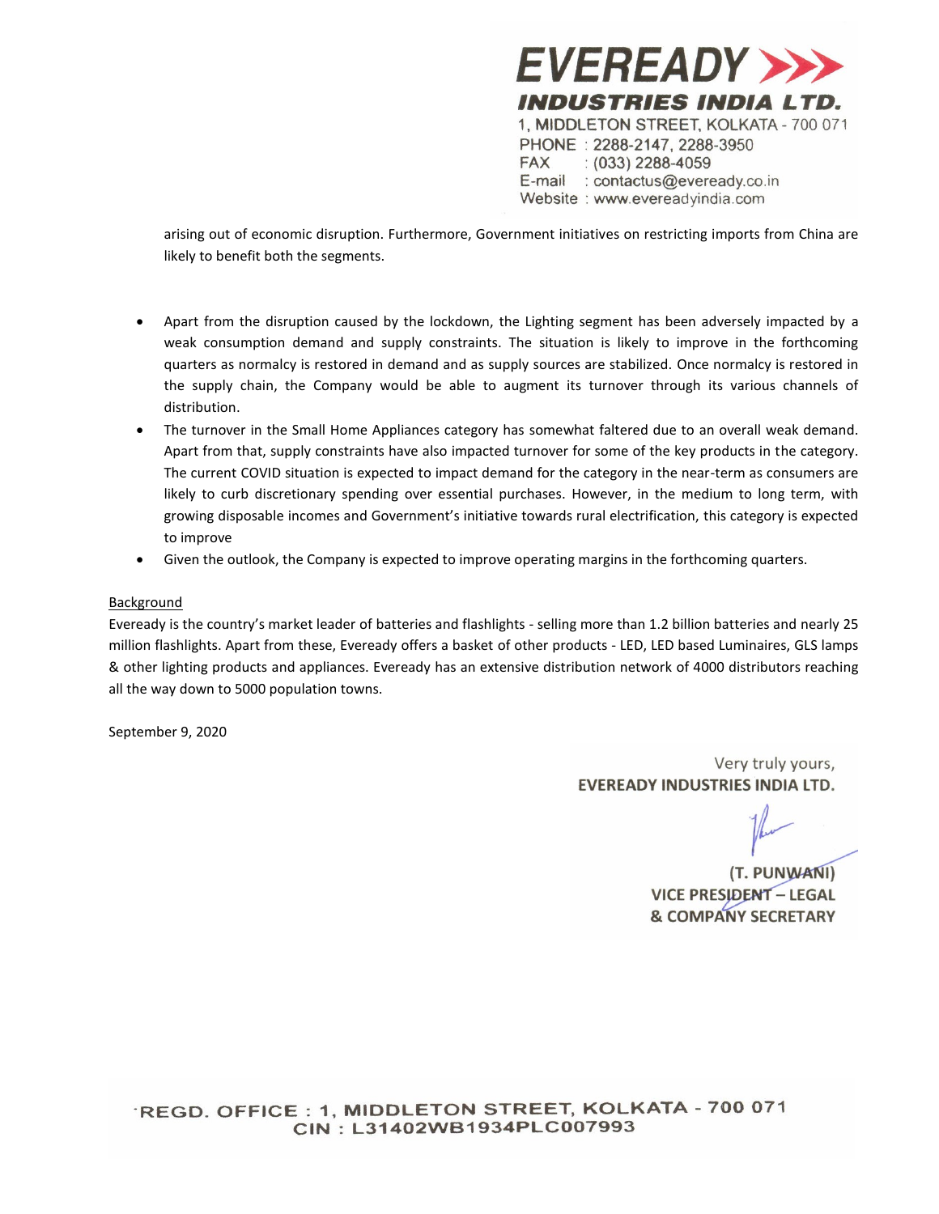arising out of economic disruption. Furthermore, Government initiatives on restricting imports from China are likely to benefit both the segments.

- Apart from the disruption caused by the lockdown, the Lighting segment has been adversely impacted by a weak consumption demand and supply constraints. The situation is likely to improve in the forthcoming quarters as normalcy is restored in demand and as supply sources are stabilized. Once normalcy is restored in the supply chain, the Company would be able to augment its turnover through its various channels of distribution.
- The turnover in the Small Home Appliances category has somewhat faltered due to an overall weak demand. Apart from that, supply constraints have also impacted turnover for some of the key products in the category. The current COVID situation is expected to impact demand for the category in the near-term as consumers are likely to curb discretionary spending over essential purchases. However, in the medium to long term, with growing disposable incomes and Government's initiative towards rural electrification, this category is expected to improve
- Given the outlook, the Company is expected to improve operating margins in the forthcoming quarters.

<u>Background</u>

Eveready is the country's market leader of batteries and flashlights - selling more than 1.2 billion batteries and nearly 25 million flashlights. Apart from these, Eveready offers a basket of other products - LED, LED based Luminaires, GLS lamps & other lighting products and appliances. Eveready has an extensive distribution network of 4000 distributors reaching all the way down to 5000 population towns.

September 9, 2020

Very truly yours,
**EVEREADY INDUSTRIES INDIA LTD.**

**(T. PUNWANI)**
**VICE PRESIDENT – LEGAL & COMPANY SECRETARY**

REGD. OFFICE : 1, MIDDLETON STREET, KOLKATA - 700 071
CIN : L31402WB1934PLC007993